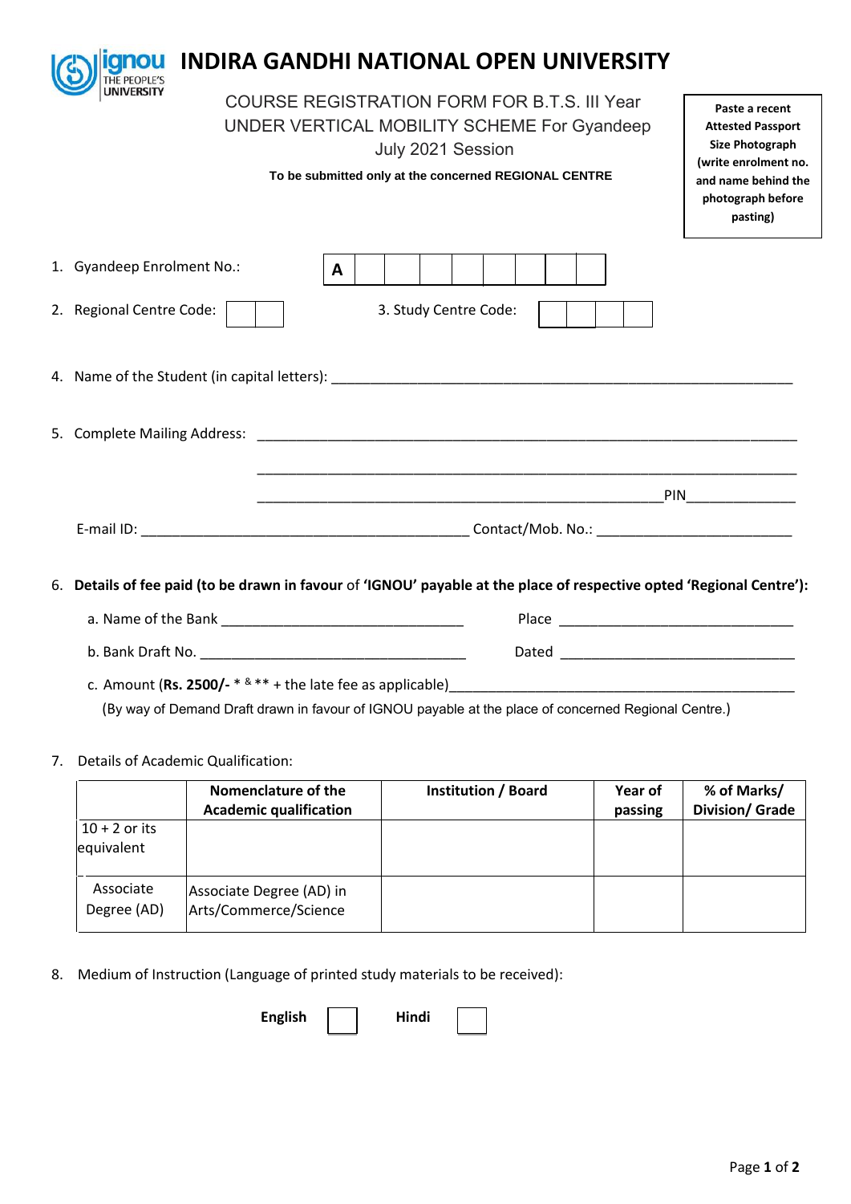# INDIRA GANDHI NATIONAL OPEN UNIVERSITY

## COURSE REGISTRATION FORM FOR B.T.S. III Year UNDER VERTICAL MOBILITY SCHEME For Gyandeep July 2021 Session

**To be submitted only at the concerned REGIONAL CENTRE**

**Paste a recent Attested Passport Size Photograph (write enrolment no. and name behind the photograph before pasting)**

1. Gyandeep Enrolment No.: A

2. Regional Centre Code:  3. Study Centre Code:

4. Name of the Student (in capital letters): ___________________________________________

5. Complete Mailing Address: ___________________________________________

   ___________________________________________

   ___________________________________________PIN_____________

   E-mail ID: ___________________________________________ Contact/Mob. No.: _________________________

6. **Details of fee paid (to be drawn in favour** of **'IGNOU' payable at the place of respective opted 'Regional Centre'):**

   a. Name of the Bank _______________________________ Place _______________________________

   b. Bank Draft No. ___________________________________ Dated _______________________________

   c. Amount (**Rs. 2500/-** * & ** + the late fee as applicable)_____________________________________________

   (By way of Demand Draft drawn in favour of IGNOU payable at the place of concerned Regional Centre.)

7. Details of Academic Qualification:

| | Nomenclature of the Academic qualification | Institution / Board | Year of passing | % of Marks/ Division/ Grade |
|---|---|---|---|---|
| 10 + 2 or its equivalent | | | | |
| Associate Degree (AD) | Associate Degree (AD) in Arts/Commerce/Science | | | |

8. Medium of Instruction (Language of printed study materials to be received):

   **English** ☐ **Hindi** ☐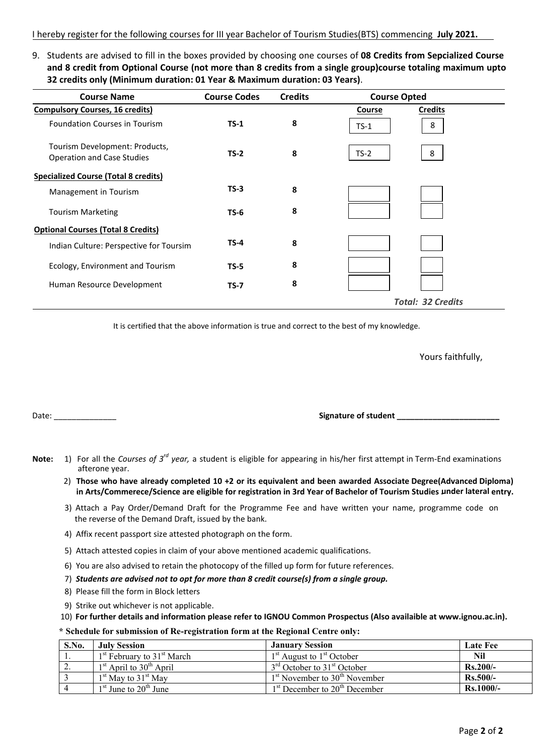I hereby register for the following courses for III year Bachelor of Tourism Studies(BTS) commencing **July 2021.**

9. Students are advised to fill in the boxes provided by choosing one courses of **08 Credits from Sepcialized Course and 8 credit from Optional Course (not more than 8 credits from a single group)course totaling maximum upto 32 credits only (Minimum duration: 01 Year & Maximum duration: 03 Years)**.

| Course Name | Course Codes | Credits | Course Opted | |
|---|---|---|---|---|
| | | | Course | Credits |
| **Compulsory Courses, 16 credits)** | | | | |
| Foundation Courses in Tourism | **TS-1** | **8** | TS-1 | 8 |
| Tourism Development: Products, Operation and Case Studies | **TS-2** | **8** | TS-2 | 8 |
| **Specialized Course (Total 8 credits)** | | | | |
| Management in Tourism | **TS-3** | **8** | | |
| Tourism Marketing | **TS-6** | **8** | | |
| **Optional Courses (Total 8 Credits)** | | | | |
| Indian Culture: Perspective for Toursim | **TS-4** | **8** | | |
| Ecology, Environment and Tourism | **TS-5** | **8** | | |
| Human Resource Development | **TS-7** | **8** | | |
| | | | ***Total: 32 Credits*** | |

It is certified that the above information is true and correct to the best of my knowledge.

Yours faithfully,

Date: ______________ **Signature of student _______________________**

**Note:**

1) For all the *Courses of 3rd year,* a student is eligible for appearing in his/her first attempt in Term-End examinations afterone year.
2) **Those who have already completed 10 +2 or its equivalent and been awarded Associate Degree(Advanced Diploma) in Arts/Commerece/Science are eligible for registration in 3rd Year of Bachelor of Tourism Studies under lateral entry.**
3) Attach a Pay Order/Demand Draft for the Programme Fee and have written your name, programme code on the reverse of the Demand Draft, issued by the bank.
4) Affix recent passport size attested photograph on the form.
5) Attach attested copies in claim of your above mentioned academic qualifications.
6) You are also advised to retain the photocopy of the filled up form for future references.
7) ***Students are advised not to opt for more than 8 credit course(s) from a single group.***
8) Please fill the form in Block letters
9) Strike out whichever is not applicable.
10) **For further details and information please refer to IGNOU Common Prospectus (Also availaible at www.ignou.ac.in).**

**\* Schedule for submission of Re-registration form at the Regional Centre only:**

| S.No. | July Session | January Session | Late Fee |
|---|---|---|---|
| 1. | 1st February to 31st March | 1st August to 1st October | **Nil** |
| 2. | 1st April to 30th April | 3rd October to 31st October | **Rs.200/-** |
| 3 | 1st May to 31st May | 1st November to 30th November | **Rs.500/-** |
| 4 | 1st June to 20th June | 1st December to 20th December | **Rs.1000/-** |